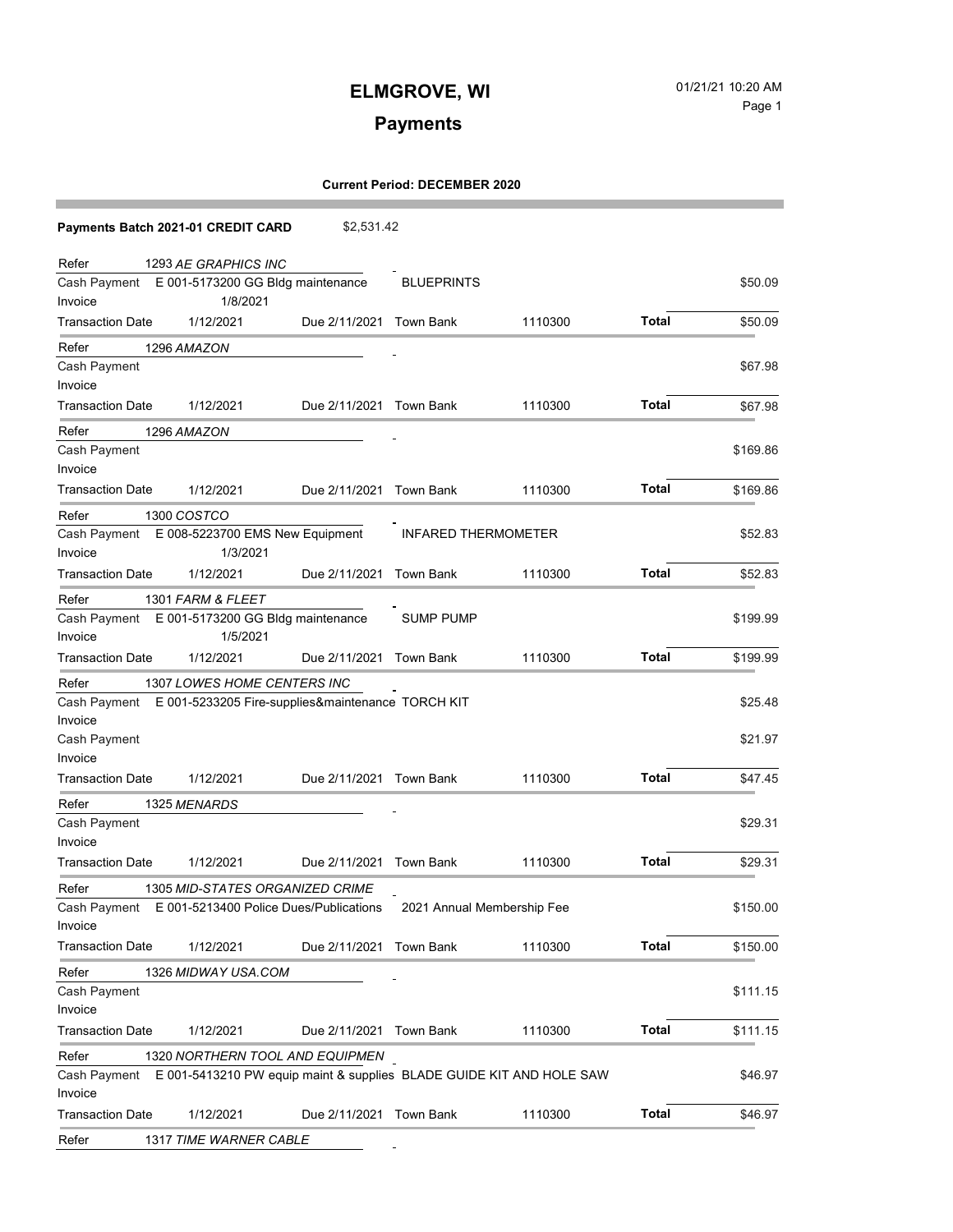# ELMGROVE, WI

01/21/21 10:20 AM

## Payments

**Current Period: DECEMBER 2020**

**Payments Batch 2021-01 CREDIT CARD** $2,531.42

| | | | | | | |
|---|---|---|---|---|---|---|
| Refer | 1293 *AE GRAPHICS INC* | | | | | |
| Cash Payment | E 001-5173200 GG Bldg maintenance | | BLUEPRINTS | | | $50.09 |
| Invoice | 1/8/2021 | | | | | |
| Transaction Date | 1/12/2021 | Due 2/11/2021 | Town Bank | 1110300 | **Total** | $50.09 |
| Refer | 1296 *AMAZON* | | | | | |
| Cash Payment | | | | | | $67.98 |
| Invoice | | | | | | |
| Transaction Date | 1/12/2021 | Due 2/11/2021 | Town Bank | 1110300 | **Total** | $67.98 |
| Refer | 1296 *AMAZON* | | | | | |
| Cash Payment | | | | | | $169.86 |
| Invoice | | | | | | |
| Transaction Date | 1/12/2021 | Due 2/11/2021 | Town Bank | 1110300 | **Total** | $169.86 |
| Refer | 1300 *COSTCO* | | | | | |
| Cash Payment | E 008-5223700 EMS New Equipment | | INFARED THERMOMETER | | | $52.83 |
| Invoice | 1/3/2021 | | | | | |
| Transaction Date | 1/12/2021 | Due 2/11/2021 | Town Bank | 1110300 | **Total** | $52.83 |
| Refer | 1301 *FARM & FLEET* | | | | | |
| Cash Payment | E 001-5173200 GG Bldg maintenance | | SUMP PUMP | | | $199.99 |
| Invoice | 1/5/2021 | | | | | |
| Transaction Date | 1/12/2021 | Due 2/11/2021 | Town Bank | 1110300 | **Total** | $199.99 |
| Refer | 1307 *LOWES HOME CENTERS INC* | | | | | |
| Cash Payment | E 001-5233205 Fire-supplies&maintenance | | TORCH KIT | | | $25.48 |
| Invoice | | | | | | |
| Cash Payment | | | | | | $21.97 |
| Invoice | | | | | | |
| Transaction Date | 1/12/2021 | Due 2/11/2021 | Town Bank | 1110300 | **Total** | $47.45 |
| Refer | 1325 *MENARDS* | | | | | |
| Cash Payment | | | | | | $29.31 |
| Invoice | | | | | | |
| Transaction Date | 1/12/2021 | Due 2/11/2021 | Town Bank | 1110300 | **Total** | $29.31 |
| Refer | 1305 *MID-STATES ORGANIZED CRIME* | | | | | |
| Cash Payment | E 001-5213400 Police Dues/Publications | | 2021 Annual Membership Fee | | | $150.00 |
| Invoice | | | | | | |
| Transaction Date | 1/12/2021 | Due 2/11/2021 | Town Bank | 1110300 | **Total** | $150.00 |
| Refer | 1326 *MIDWAY USA.COM* | | | | | |
| Cash Payment | | | | | | $111.15 |
| Invoice | | | | | | |
| Transaction Date | 1/12/2021 | Due 2/11/2021 | Town Bank | 1110300 | **Total** | $111.15 |
| Refer | 1320 *NORTHERN TOOL AND EQUIPMEN* | | | | | |
| Cash Payment | E 001-5413210 PW equip maint & supplies | | BLADE GUIDE KIT AND HOLE SAW | | | $46.97 |
| Invoice | | | | | | |
| Transaction Date | 1/12/2021 | Due 2/11/2021 | Town Bank | 1110300 | **Total** | $46.97 |
| Refer | 1317 *TIME WARNER CABLE* | | | | | |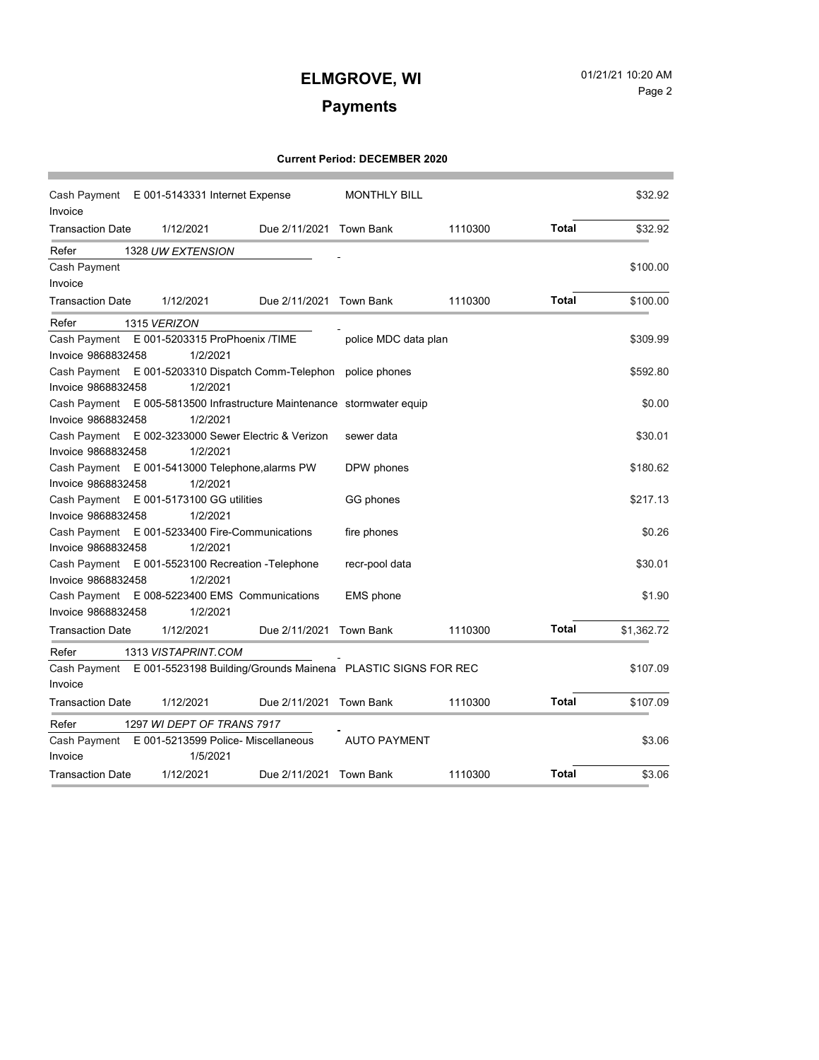# ELMGROVE, WI

## Payments

**Current Period: DECEMBER 2020**

| | | | | | | |
|---|---|---|---|---|---|---|
| Cash Payment | E 001-5143331 Internet Expense | | MONTHLY BILL | | | $32.92 |
| Invoice | | | | | | |
| Transaction Date | 1/12/2021 | Due 2/11/2021 | Town Bank | 1110300 | **Total** | $32.92 |
| Refer | 1328 *UW EXTENSION* | | | | | |
| Cash Payment | | | | | | $100.00 |
| Invoice | | | | | | |
| Transaction Date | 1/12/2021 | Due 2/11/2021 | Town Bank | 1110300 | **Total** | $100.00 |
| Refer | 1315 *VERIZON* | | | | | |
| Cash Payment | E 001-5203315 ProPhoenix /TIME | | police MDC data plan | | | $309.99 |
| Invoice 9868832458 | 1/2/2021 | | | | | |
| Cash Payment | E 001-5203310 Dispatch Comm-Telephon | | police phones | | | $592.80 |
| Invoice 9868832458 | 1/2/2021 | | | | | |
| Cash Payment | E 005-5813500 Infrastructure Maintenance | | stormwater equip | | | $0.00 |
| Invoice 9868832458 | 1/2/2021 | | | | | |
| Cash Payment | E 002-3233000 Sewer Electric & Verizon | | sewer data | | | $30.01 |
| Invoice 9868832458 | 1/2/2021 | | | | | |
| Cash Payment | E 001-5413000 Telephone,alarms PW | | DPW phones | | | $180.62 |
| Invoice 9868832458 | 1/2/2021 | | | | | |
| Cash Payment | E 001-5173100 GG utilities | | GG phones | | | $217.13 |
| Invoice 9868832458 | 1/2/2021 | | | | | |
| Cash Payment | E 001-5233400 Fire-Communications | | fire phones | | | $0.26 |
| Invoice 9868832458 | 1/2/2021 | | | | | |
| Cash Payment | E 001-5523100 Recreation -Telephone | | recr-pool data | | | $30.01 |
| Invoice 9868832458 | 1/2/2021 | | | | | |
| Cash Payment | E 008-5223400 EMS Communications | | EMS phone | | | $1.90 |
| Invoice 9868832458 | 1/2/2021 | | | | | |
| Transaction Date | 1/12/2021 | Due 2/11/2021 | Town Bank | 1110300 | **Total** | $1,362.72 |
| Refer | 1313 *VISTAPRINT.COM* | | | | | |
| Cash Payment | E 001-5523198 Building/Grounds Mainena | | PLASTIC SIGNS FOR REC | | | $107.09 |
| Invoice | | | | | | |
| Transaction Date | 1/12/2021 | Due 2/11/2021 | Town Bank | 1110300 | **Total** | $107.09 |
| Refer | 1297 *WI DEPT OF TRANS 7917* | | | | | |
| Cash Payment | E 001-5213599 Police- Miscellaneous | | AUTO PAYMENT | | | $3.06 |
| Invoice | 1/5/2021 | | | | | |
| Transaction Date | 1/12/2021 | Due 2/11/2021 | Town Bank | 1110300 | **Total** | $3.06 |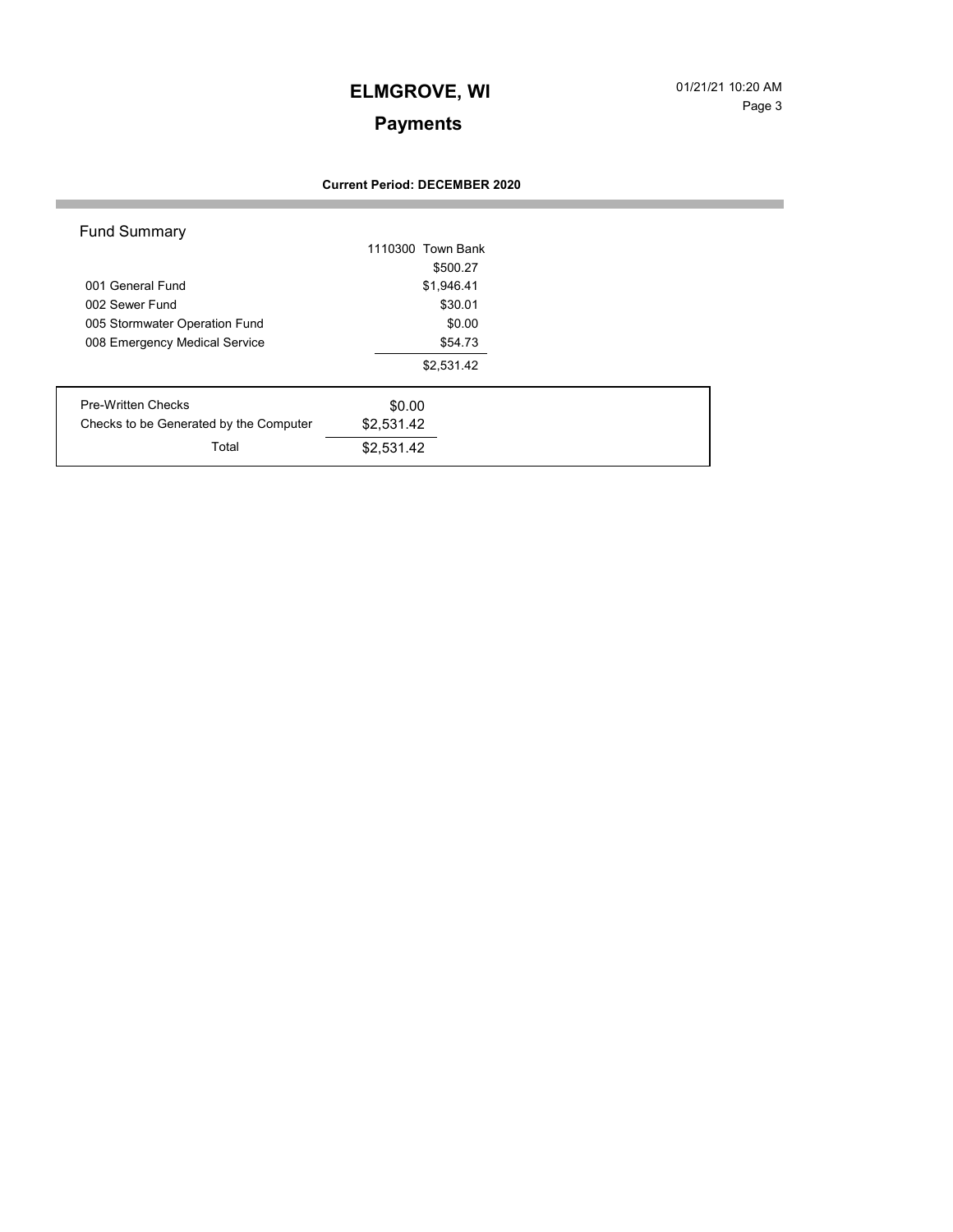# ELMGROVE, WI

## Payments

**Current Period: DECEMBER 2020**

### Fund Summary

| | 1110300 Town Bank |
|---|---|
| | $500.27 |
| 001 General Fund | $1,946.41 |
| 002 Sewer Fund | $30.01 |
| 005 Stormwater Operation Fund | $0.00 |
| 008 Emergency Medical Service | $54.73 |
| | $2,531.42 |

| | |
|---|---|
| Pre-Written Checks | $0.00 |
| Checks to be Generated by the Computer | $2,531.42 |
| Total | $2,531.42 |